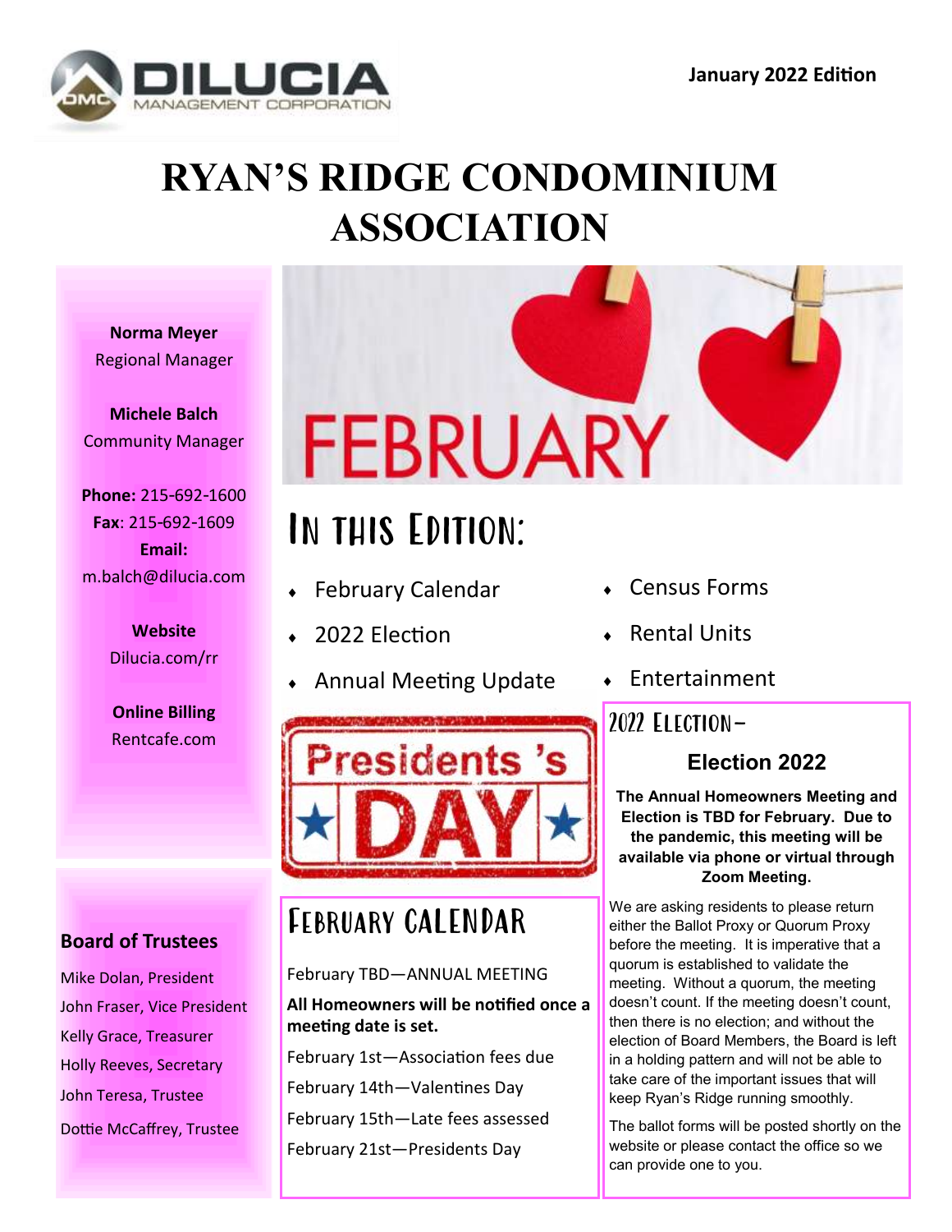January 2022 Edition

DILUCIA MANAGEMENT CORPORATION

# RYAN'S RIDGE CONDOMINIUM ASSOCIATION

**Norma Meyer**
Regional Manager

**Michele Balch**
Community Manager

**Phone:** 215-692-1600
**Fax**: 215-692-1609
**Email:**
m.balch@dilucia.com

**Website**
Dilucia.com/rr

**Online Billing**
Rentcafe.com

### Board of Trustees

Mike Dolan, President
John Fraser, Vice President
Kelly Grace, Treasurer
Holly Reeves, Secretary
John Teresa, Trustee
Dottie McCaffrey, Trustee

FEBRUARY

## In this Edition:

- February Calendar
- 2022 Election
- Annual Meeting Update
- Census Forms
- Rental Units
- Entertainment

Presidents 's DAY

## February Calendar

February TBD—ANNUAL MEETING

**All Homeowners will be notified once a meeting date is set.**

February 1st—Association fees due

February 14th—Valentines Day

February 15th—Late fees assessed

February 21st—Presidents Day

## 2022 Election–

### Election 2022

**The Annual Homeowners Meeting and Election is TBD for February. Due to the pandemic, this meeting will be available via phone or virtual through Zoom Meeting.**

We are asking residents to please return either the Ballot Proxy or Quorum Proxy before the meeting. It is imperative that a quorum is established to validate the meeting. Without a quorum, the meeting doesn't count. If the meeting doesn't count, then there is no election; and without the election of Board Members, the Board is left in a holding pattern and will not be able to take care of the important issues that will keep Ryan's Ridge running smoothly.

The ballot forms will be posted shortly on the website or please contact the office so we can provide one to you.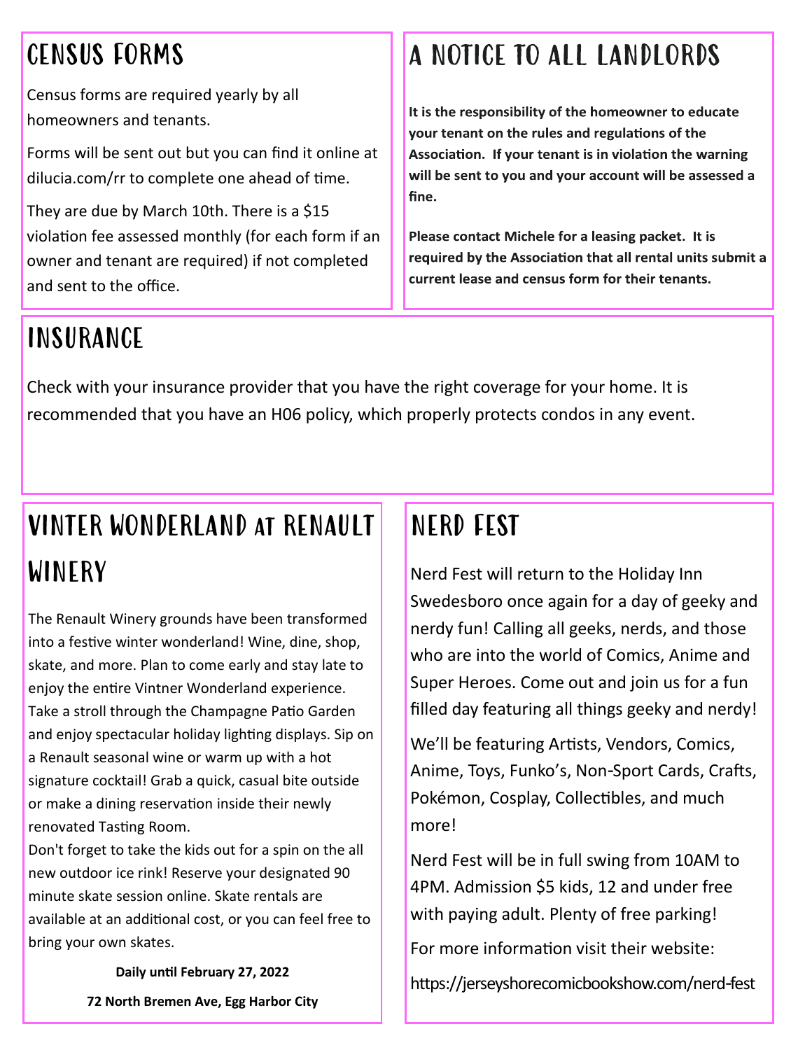## CENSUS FORMS

Census forms are required yearly by all homeowners and tenants.

Forms will be sent out but you can find it online at dilucia.com/rr to complete one ahead of time.

They are due by March 10th. There is a $15 violation fee assessed monthly (for each form if an owner and tenant are required) if not completed and sent to the office.

## A NOTICE TO ALL LANDLORDS

**It is the responsibility of the homeowner to educate your tenant on the rules and regulations of the Association. If your tenant is in violation the warning will be sent to you and your account will be assessed a fine.**

**Please contact Michele for a leasing packet. It is required by the Association that all rental units submit a current lease and census form for their tenants.**

## INSURANCE

Check with your insurance provider that you have the right coverage for your home. It is recommended that you have an H06 policy, which properly protects condos in any event.

## VINTER WONDERLAND AT RENAULT WINERY

The Renault Winery grounds have been transformed into a festive winter wonderland! Wine, dine, shop, skate, and more. Plan to come early and stay late to enjoy the entire Vintner Wonderland experience. Take a stroll through the Champagne Patio Garden and enjoy spectacular holiday lighting displays. Sip on a Renault seasonal wine or warm up with a hot signature cocktail! Grab a quick, casual bite outside or make a dining reservation inside their newly renovated Tasting Room.

Don't forget to take the kids out for a spin on the all new outdoor ice rink! Reserve your designated 90 minute skate session online. Skate rentals are available at an additional cost, or you can feel free to bring your own skates.

**Daily until February 27, 2022**

**72 North Bremen Ave, Egg Harbor City**

## NERD FEST

Nerd Fest will return to the Holiday Inn Swedesboro once again for a day of geeky and nerdy fun! Calling all geeks, nerds, and those who are into the world of Comics, Anime and Super Heroes. Come out and join us for a fun filled day featuring all things geeky and nerdy!

We'll be featuring Artists, Vendors, Comics, Anime, Toys, Funko's, Non-Sport Cards, Crafts, Pokémon, Cosplay, Collectibles, and much more!

Nerd Fest will be in full swing from 10AM to 4PM. Admission $5 kids, 12 and under free with paying adult. Plenty of free parking!

For more information visit their website:

https://jerseyshorecomicbookshow.com/nerd-fest